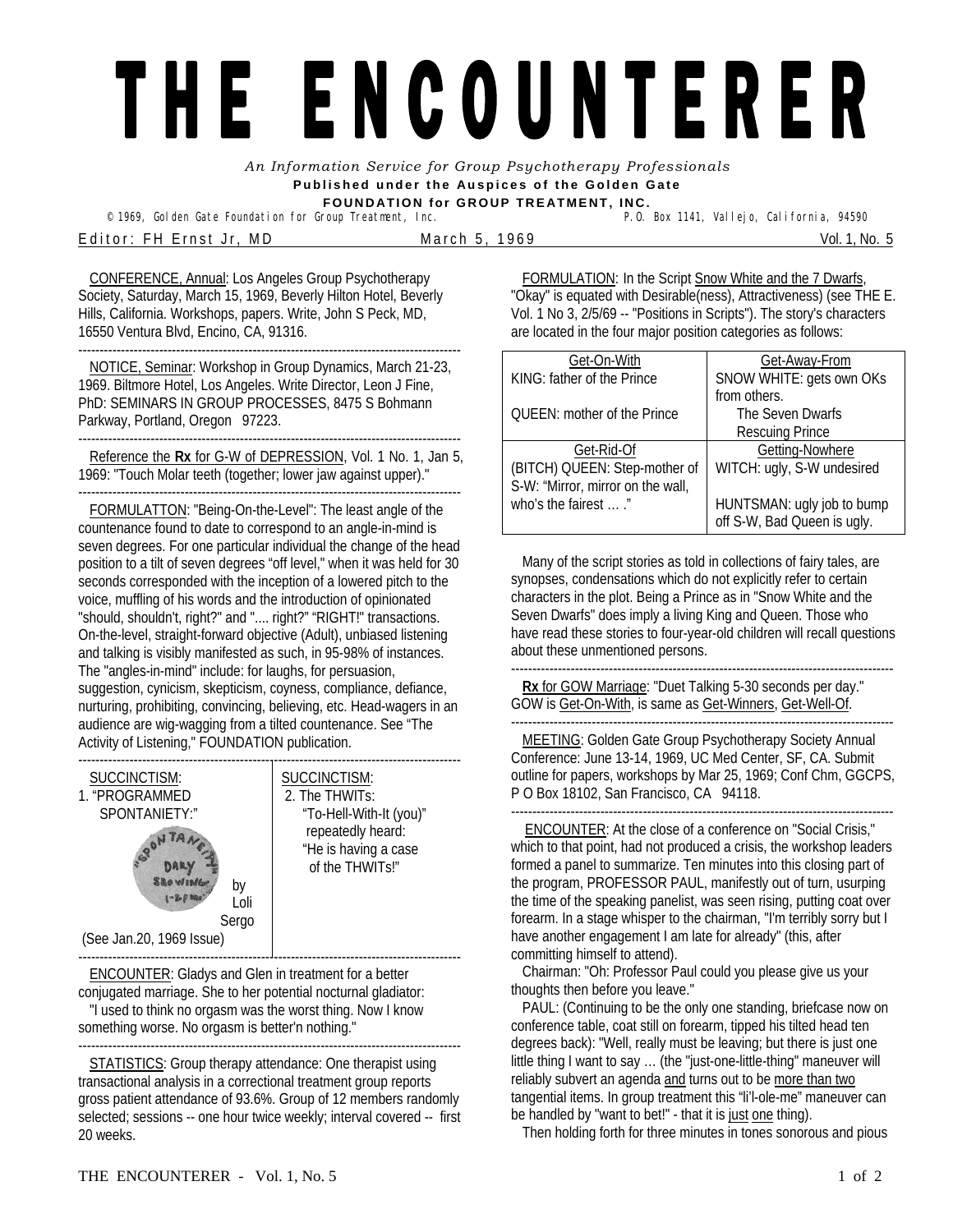# THE ENCOUNTERER

*An Information Service for Group Psychotherapy Professionals*

**Published under the Auspices of the Golden Gate FOUNDATION for GROUP TREATMENT, INC.**

© 1969, Golden Gate Foundation for Group Treatment, Inc. P.O. Box 1141, Vallejo, California, 94590

Editor: FH Ernst Jr, MD March 5, 1969 Vol. 1, No. 5

CONFERENCE, Annual: Los Angeles Group Psychotherapy Society, Saturday, March 15, 1969, Beverly Hilton Hotel, Beverly Hills, California. Workshops, papers. Write, John S Peck, MD, 16550 Ventura Blvd, Encino, CA, 91316.

---

NOTICE, Seminar: Workshop in Group Dynamics, March 21-23, 1969. Biltmore Hotel, Los Angeles. Write Director, Leon J Fine, PhD: SEMINARS IN GROUP PROCESSES, 8475 S Bohmann Parkway, Portland, Oregon 97223.

---

Reference the **Rx** for G-W of DEPRESSION, Vol. 1 No. 1, Jan 5, 1969: "Touch Molar teeth (together; lower jaw against upper)."

---

FORMULATTON: "Being-On-the-Level": The least angle of the countenance found to date to correspond to an angle-in-mind is seven degrees. For one particular individual the change of the head position to a tilt of seven degrees "off level," when it was held for 30 seconds corresponded with the inception of a lowered pitch to the voice, muffling of his words and the introduction of opinionated "should, shouldn't, right?" and ".... right?" "RIGHT!" transactions. On-the-level, straight-forward objective (Adult), unbiased listening and talking is visibly manifested as such, in 95-98% of instances. The "angles-in-mind" include: for laughs, for persuasion, suggestion, cynicism, skepticism, coyness, compliance, defiance, nurturing, prohibiting, convincing, believing, etc. Head-wagers in an audience are wig-wagging from a tilted countenance. See "The Activity of Listening," FOUNDATION publication.

---

SUCCINCTISM:
1. "PROGRAMMED SPONTANEITY:"

"SPONTANEITY DAILY SHOWINGS 1-2 PM" by Loli Sergo

(See Jan.20, 1969 Issue)

SUCCINCTISM:
2. The THWITs:
"To-Hell-With-It (you)" repeatedly heard:
"He is having a case of the THWITs!"

---

ENCOUNTER: Gladys and Glen in treatment for a better conjugated marriage. She to her potential nocturnal gladiator:
"I used to think no orgasm was the worst thing. Now I know something worse. No orgasm is better'n nothing."

---

STATISTICS: Group therapy attendance: One therapist using transactional analysis in a correctional treatment group reports gross patient attendance of 93.6%. Group of 12 members randomly selected; sessions -- one hour twice weekly; interval covered -- first 20 weeks.

FORMULATION: In the Script Snow White and the 7 Dwarfs, "Okay" is equated with Desirable(ness), Attractiveness) (see THE E. Vol. 1 No 3, 2/5/69 -- "Positions in Scripts"). The story's characters are located in the four major position categories as follows:

| Get-On-With | Get-Away-From |
|---|---|
| KING: father of the Prince<br><br>QUEEN: mother of the Prince | SNOW WHITE: gets own OKs from others.<br>The Seven Dwarfs<br>Rescuing Prince |
| **Get-Rid-Of** | **Getting-Nowhere** |
| (BITCH) QUEEN: Step-mother of S-W: "Mirror, mirror on the wall, who's the fairest … ." | WITCH: ugly, S-W undesired<br><br>HUNTSMAN: ugly job to bump off S-W, Bad Queen is ugly. |

Many of the script stories as told in collections of fairy tales, are synopses, condensations which do not explicitly refer to certain characters in the plot. Being a Prince as in "Snow White and the Seven Dwarfs" does imply a living King and Queen. Those who have read these stories to four-year-old children will recall questions about these unmentioned persons.

---

**Rx** for GOW Marriage: "Duet Talking 5-30 seconds per day." GOW is Get-On-With, is same as Get-Winners, Get-Well-Of.

---

MEETING: Golden Gate Group Psychotherapy Society Annual Conference: June 13-14, 1969, UC Med Center, SF, CA. Submit outline for papers, workshops by Mar 25, 1969; Conf Chm, GGCPS, P O Box 18102, San Francisco, CA 94118.

---

ENCOUNTER: At the close of a conference on "Social Crisis," which to that point, had not produced a crisis, the workshop leaders formed a panel to summarize. Ten minutes into this closing part of the program, PROFESSOR PAUL, manifestly out of turn, usurping the time of the speaking panelist, was seen rising, putting coat over forearm. In a stage whisper to the chairman, "I'm terribly sorry but I have another engagement I am late for already" (this, after committing himself to attend).

Chairman: "Oh: Professor Paul could you please give us your thoughts then before you leave."

PAUL: (Continuing to be the only one standing, briefcase now on conference table, coat still on forearm, tipped his tilted head ten degrees back): "Well, really must be leaving; but there is just one little thing I want to say … (the "just-one-little-thing" maneuver will reliably subvert an agenda and turns out to be more than two tangential items. In group treatment this "li'l-ole-me" maneuver can be handled by "want to bet!" - that it is just one thing).

Then holding forth for three minutes in tones sonorous and pious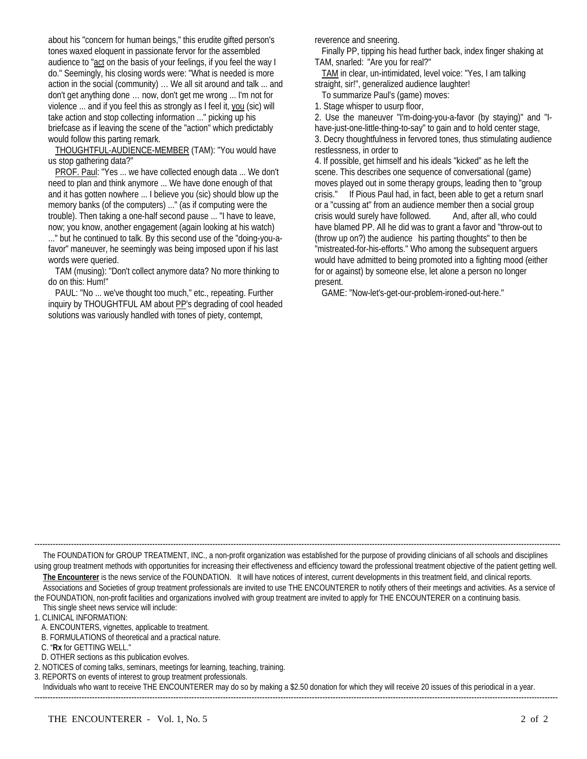about his "concern for human beings," this erudite gifted person's tones waxed eloquent in passionate fervor for the assembled audience to "act on the basis of your feelings, if you feel the way I do." Seemingly, his closing words were: "What is needed is more action in the social (community) … We all sit around and talk ... and don't get anything done … now, don't get me wrong ... I'm not for violence ... and if you feel this as strongly as I feel it, you (sic) will take action and stop collecting information ..." picking up his briefcase as if leaving the scene of the "action" which predictably would follow this parting remark.

THOUGHTFUL-AUDIENCE-MEMBER (TAM): "You would have us stop gathering data?"

PROF. Paul: "Yes ... we have collected enough data ... We don't need to plan and think anymore ... We have done enough of that and it has gotten nowhere ... I believe you (sic) should blow up the memory banks (of the computers) ..." (as if computing were the trouble). Then taking a one-half second pause ... "I have to leave, now; you know, another engagement (again looking at his watch) ..." but he continued to talk. By this second use of the "doing-you-a-favor" maneuver, he seemingly was being imposed upon if his last words were queried.

TAM (musing): "Don't collect anymore data? No more thinking to do on this: Hum!"

PAUL: "No ... we've thought too much," etc., repeating. Further inquiry by THOUGHTFUL AM about PP's degrading of cool headed solutions was variously handled with tones of piety, contempt, reverence and sneering.

Finally PP, tipping his head further back, index finger shaking at TAM, snarled: "Are you for real?"

TAM in clear, un-intimidated, level voice: "Yes, I am talking straight, sir!", generalized audience laughter!

To summarize Paul's (game) moves:

1. Stage whisper to usurp floor,
2. Use the maneuver "I'm-doing-you-a-favor (by staying)" and "I-have-just-one-little-thing-to-say" to gain and to hold center stage,
3. Decry thoughtfulness in fervored tones, thus stimulating audience restlessness, in order to
4. If possible, get himself and his ideals "kicked" as he left the scene. This describes one sequence of conversational (game) moves played out in some therapy groups, leading then to "group crisis." If Pious Paul had, in fact, been able to get a return snarl or a "cussing at" from an audience member then a social group crisis would surely have followed. And, after all, who could have blamed PP. All he did was to grant a favor and "throw-out to (throw up on?) the audience his parting thoughts" to then be "mistreated-for-his-efforts." Who among the subsequent arguers would have admitted to being promoted into a fighting mood (either for or against) by someone else, let alone a person no longer present.

GAME: "Now-let's-get-our-problem-ironed-out-here."

---

The FOUNDATION for GROUP TREATMENT, INC., a non-profit organization was established for the purpose of providing clinicians of all schools and disciplines using group treatment methods with opportunities for increasing their effectiveness and efficiency toward the professional treatment objective of the patient getting well.

**The Encounterer** is the news service of the FOUNDATION. It will have notices of interest, current developments in this treatment field, and clinical reports.

Associations and Societies of group treatment professionals are invited to use THE ENCOUNTERER to notify others of their meetings and activities. As a service of the FOUNDATION, non-profit facilities and organizations involved with group treatment are invited to apply for THE ENCOUNTERER on a continuing basis.

This single sheet news service will include:

1. CLINICAL INFORMATION:
   - A. ENCOUNTERS, vignettes, applicable to treatment.
   - B. FORMULATIONS of theoretical and a practical nature.
   - C. "**Rx** for GETTING WELL."
   - D. OTHER sections as this publication evolves.
2. NOTICES of coming talks, seminars, meetings for learning, teaching, training.
3. REPORTS on events of interest to group treatment professionals.

Individuals who want to receive THE ENCOUNTERER may do so by making a $2.50 donation for which they will receive 20 issues of this periodical in a year.

---